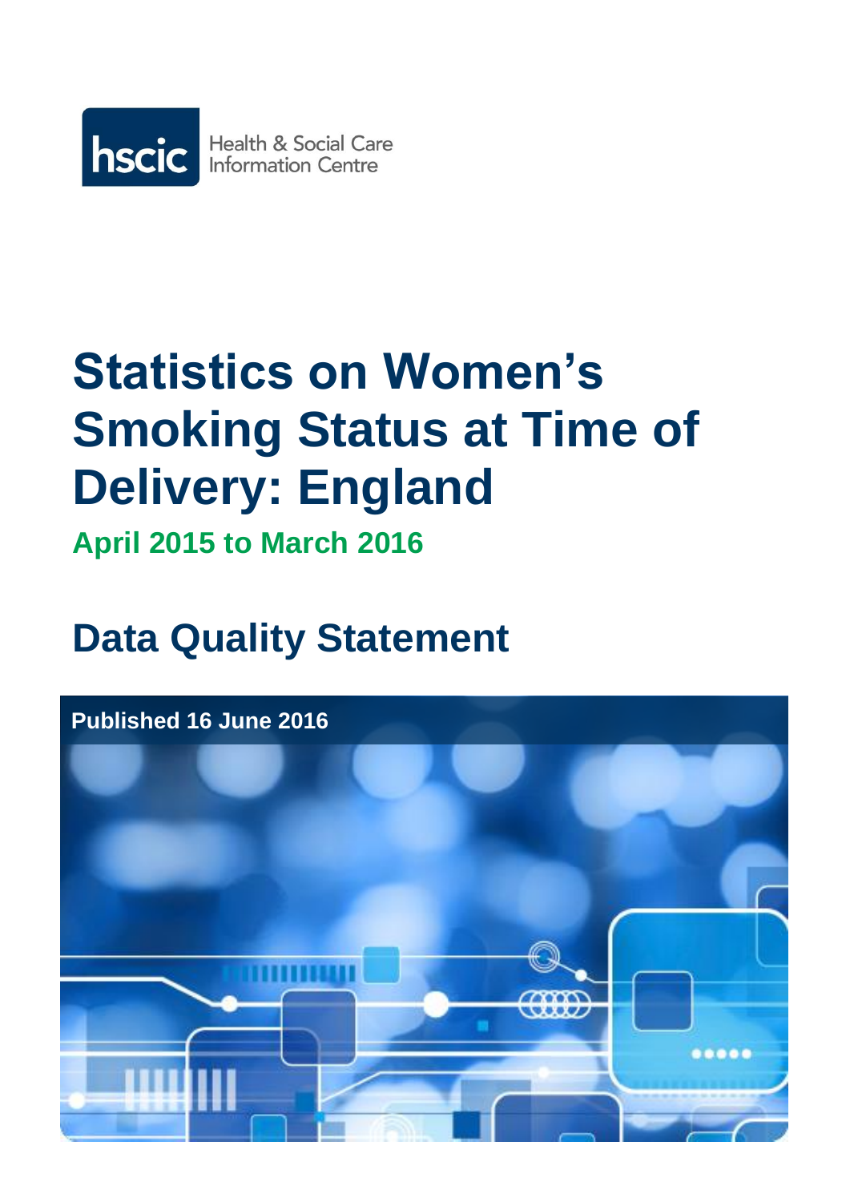hscic Health & Social Care Information Centre

# Statistics on Women's Smoking Status at Time of Delivery: England

**April 2015 to March 2016**

## Data Quality Statement

**Published 16 June 2016**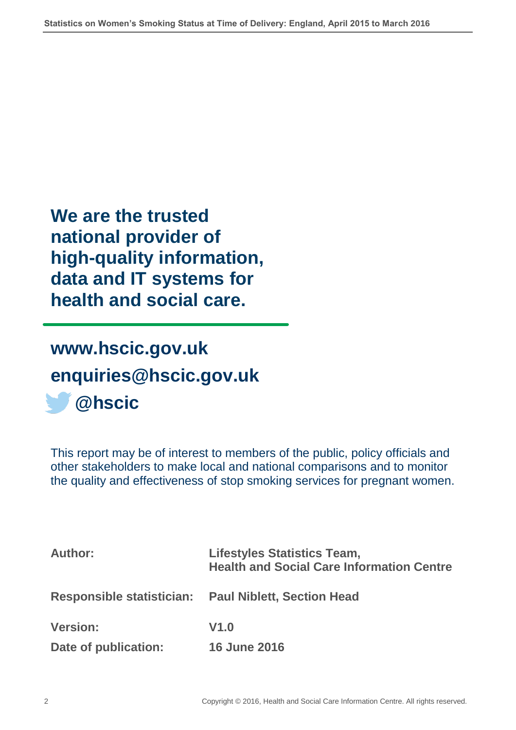**We are the trusted national provider of high-quality information, data and IT systems for health and social care.**

**www.hscic.gov.uk**

**enquiries@hscic.gov.uk**

**@hscic**

This report may be of interest to members of the public, policy officials and other stakeholders to make local and national comparisons and to monitor the quality and effectiveness of stop smoking services for pregnant women.

| | |
|---|---|
| **Author:** | **Lifestyles Statistics Team, Health and Social Care Information Centre** |
| **Responsible statistician:** | **Paul Niblett, Section Head** |
| **Version:** | **V1.0** |
| **Date of publication:** | **16 June 2016** |

Copyright © 2016, Health and Social Care Information Centre. All rights reserved.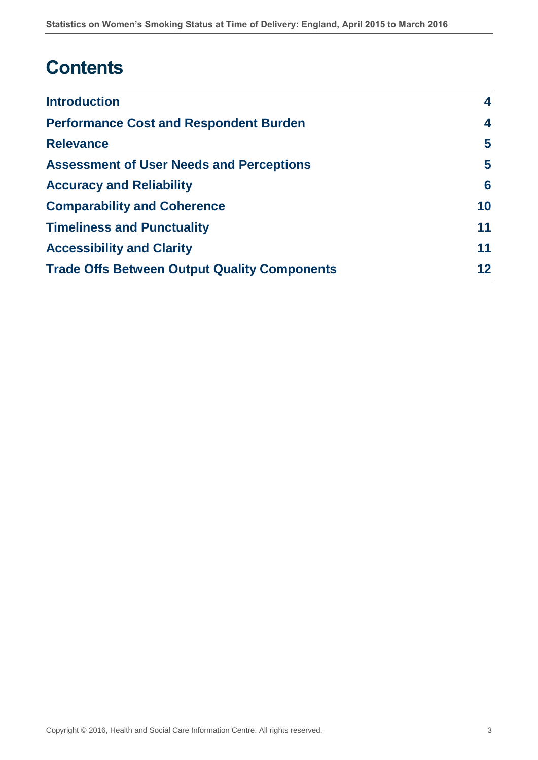# Contents

| | |
|---|---|
| **Introduction** | **4** |
| **Performance Cost and Respondent Burden** | **4** |
| **Relevance** | **5** |
| **Assessment of User Needs and Perceptions** | **5** |
| **Accuracy and Reliability** | **6** |
| **Comparability and Coherence** | **10** |
| **Timeliness and Punctuality** | **11** |
| **Accessibility and Clarity** | **11** |
| **Trade Offs Between Output Quality Components** | **12** |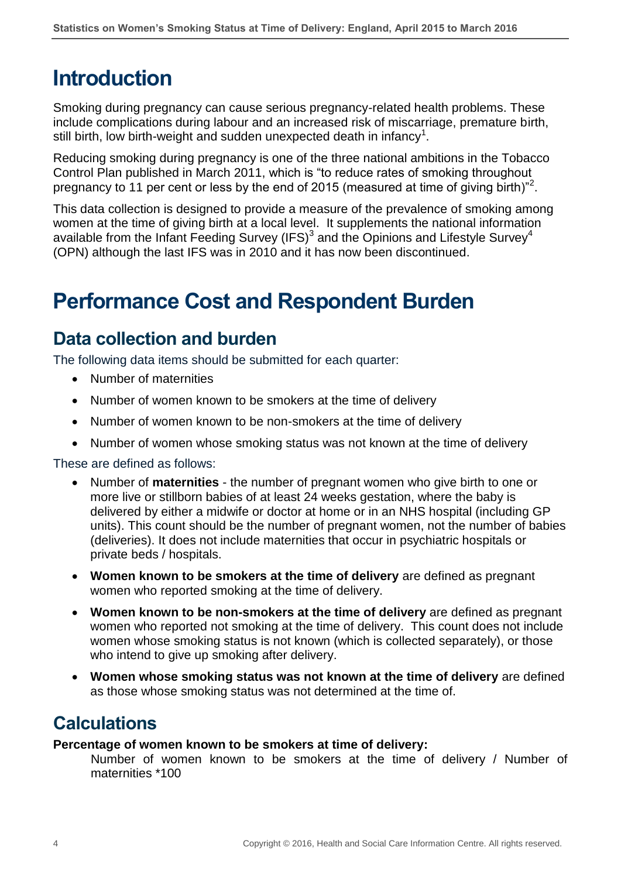# Introduction

Smoking during pregnancy can cause serious pregnancy-related health problems. These include complications during labour and an increased risk of miscarriage, premature birth, still birth, low birth-weight and sudden unexpected death in infancy[1].

Reducing smoking during pregnancy is one of the three national ambitions in the Tobacco Control Plan published in March 2011, which is "to reduce rates of smoking throughout pregnancy to 11 per cent or less by the end of 2015 (measured at time of giving birth)"[2].

This data collection is designed to provide a measure of the prevalence of smoking among women at the time of giving birth at a local level. It supplements the national information available from the Infant Feeding Survey (IFS)[3] and the Opinions and Lifestyle Survey[4] (OPN) although the last IFS was in 2010 and it has now been discontinued.

# Performance Cost and Respondent Burden

## Data collection and burden

The following data items should be submitted for each quarter:

- Number of maternities
- Number of women known to be smokers at the time of delivery
- Number of women known to be non-smokers at the time of delivery
- Number of women whose smoking status was not known at the time of delivery

These are defined as follows:

- Number of **maternities** - the number of pregnant women who give birth to one or more live or stillborn babies of at least 24 weeks gestation, where the baby is delivered by either a midwife or doctor at home or in an NHS hospital (including GP units). This count should be the number of pregnant women, not the number of babies (deliveries). It does not include maternities that occur in psychiatric hospitals or private beds / hospitals.
- **Women known to be smokers at the time of delivery** are defined as pregnant women who reported smoking at the time of delivery.
- **Women known to be non-smokers at the time of delivery** are defined as pregnant women who reported not smoking at the time of delivery. This count does not include women whose smoking status is not known (which is collected separately), or those who intend to give up smoking after delivery.
- **Women whose smoking status was not known at the time of delivery** are defined as those whose smoking status was not determined at the time of.

## Calculations

**Percentage of women known to be smokers at time of delivery:**

Number of women known to be smokers at the time of delivery / Number of maternities *100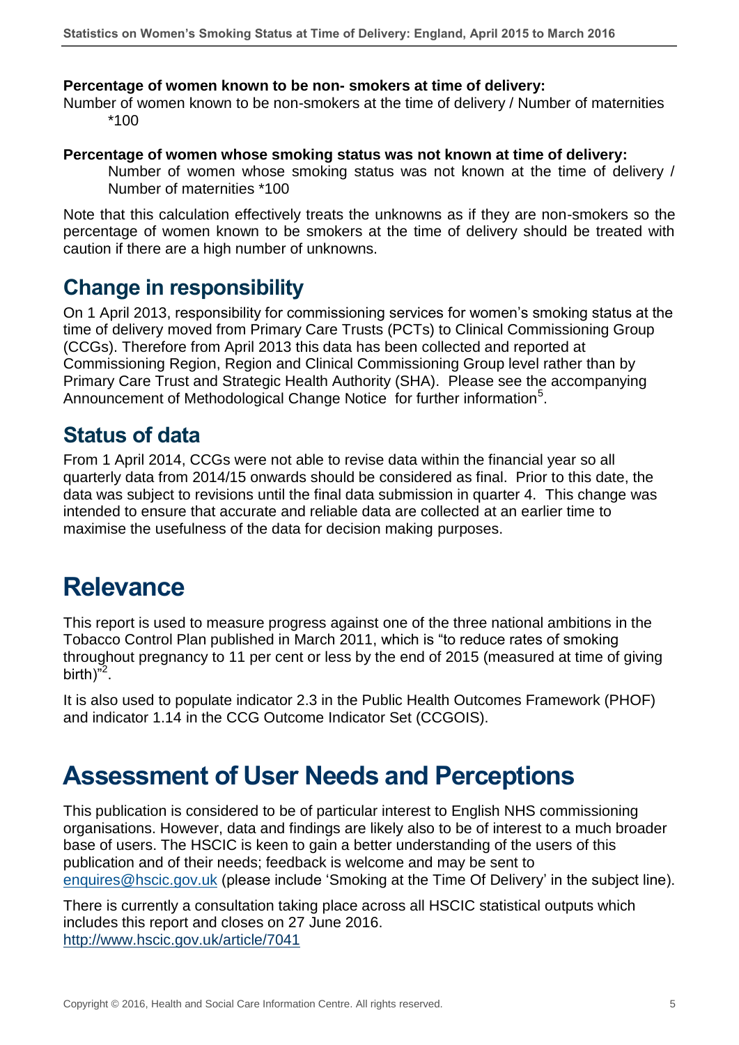**Percentage of women known to be non- smokers at time of delivery:**

Number of women known to be non-smokers at the time of delivery / Number of maternities *100

**Percentage of women whose smoking status was not known at time of delivery:**

Number of women whose smoking status was not known at the time of delivery / Number of maternities *100

Note that this calculation effectively treats the unknowns as if they are non-smokers so the percentage of women known to be smokers at the time of delivery should be treated with caution if there are a high number of unknowns.

## Change in responsibility

On 1 April 2013, responsibility for commissioning services for women's smoking status at the time of delivery moved from Primary Care Trusts (PCTs) to Clinical Commissioning Group (CCGs). Therefore from April 2013 this data has been collected and reported at Commissioning Region, Region and Clinical Commissioning Group level rather than by Primary Care Trust and Strategic Health Authority (SHA). Please see the accompanying Announcement of Methodological Change Notice for further information[5].

## Status of data

From 1 April 2014, CCGs were not able to revise data within the financial year so all quarterly data from 2014/15 onwards should be considered as final. Prior to this date, the data was subject to revisions until the final data submission in quarter 4. This change was intended to ensure that accurate and reliable data are collected at an earlier time to maximise the usefulness of the data for decision making purposes.

# Relevance

This report is used to measure progress against one of the three national ambitions in the Tobacco Control Plan published in March 2011, which is "to reduce rates of smoking throughout pregnancy to 11 per cent or less by the end of 2015 (measured at time of giving birth)"[2].

It is also used to populate indicator 2.3 in the Public Health Outcomes Framework (PHOF) and indicator 1.14 in the CCG Outcome Indicator Set (CCGOIS).

# Assessment of User Needs and Perceptions

This publication is considered to be of particular interest to English NHS commissioning organisations. However, data and findings are likely also to be of interest to a much broader base of users. The HSCIC is keen to gain a better understanding of the users of this publication and of their needs; feedback is welcome and may be sent to enquires@hscic.gov.uk (please include 'Smoking at the Time Of Delivery' in the subject line).

There is currently a consultation taking place across all HSCIC statistical outputs which includes this report and closes on 27 June 2016.
http://www.hscic.gov.uk/article/7041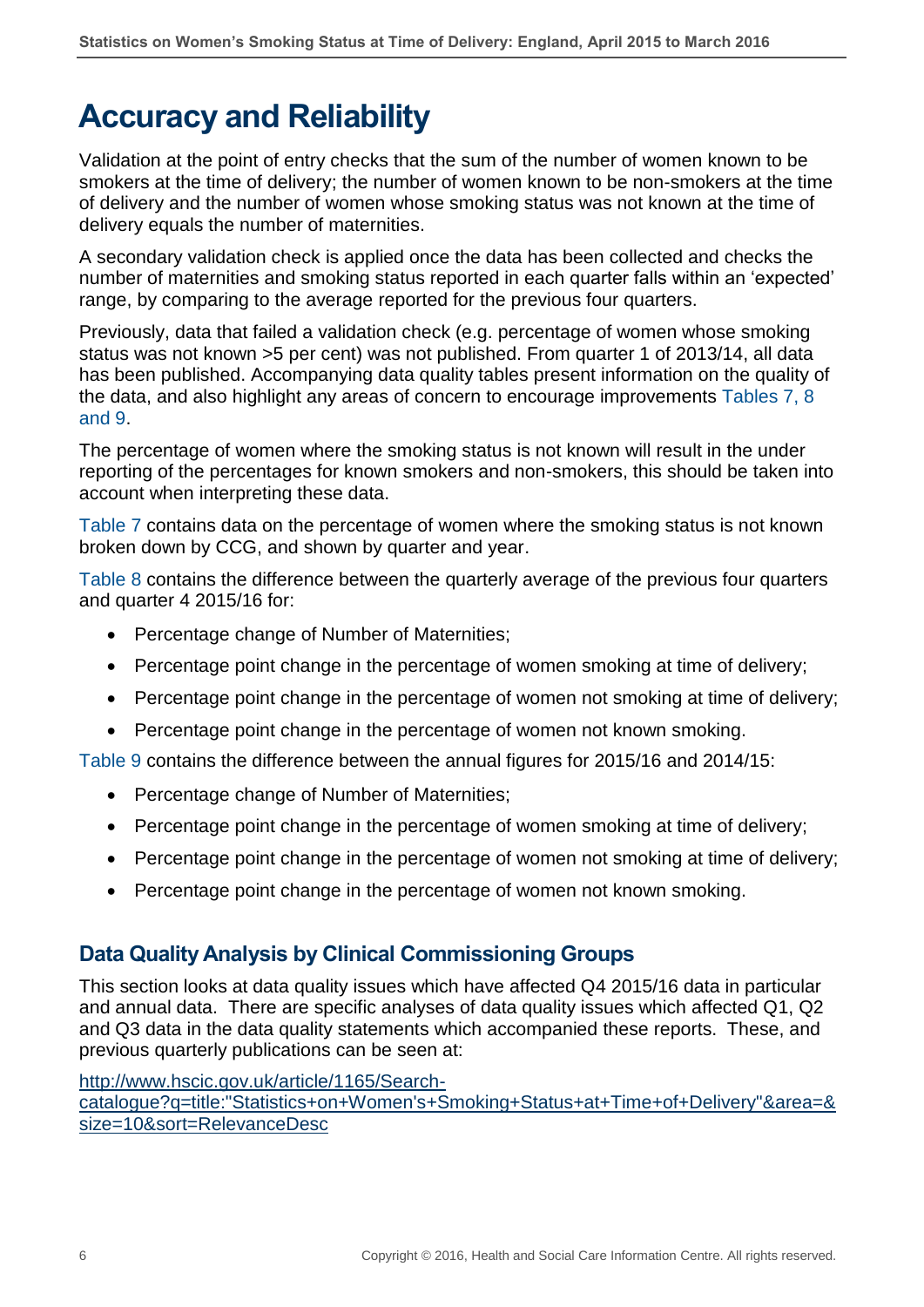# Accuracy and Reliability

Validation at the point of entry checks that the sum of the number of women known to be smokers at the time of delivery; the number of women known to be non-smokers at the time of delivery and the number of women whose smoking status was not known at the time of delivery equals the number of maternities.

A secondary validation check is applied once the data has been collected and checks the number of maternities and smoking status reported in each quarter falls within an 'expected' range, by comparing to the average reported for the previous four quarters.

Previously, data that failed a validation check (e.g. percentage of women whose smoking status was not known >5 per cent) was not published. From quarter 1 of 2013/14, all data has been published. Accompanying data quality tables present information on the quality of the data, and also highlight any areas of concern to encourage improvements Tables 7, 8 and 9.

The percentage of women where the smoking status is not known will result in the under reporting of the percentages for known smokers and non-smokers, this should be taken into account when interpreting these data.

Table 7 contains data on the percentage of women where the smoking status is not known broken down by CCG, and shown by quarter and year.

Table 8 contains the difference between the quarterly average of the previous four quarters and quarter 4 2015/16 for:

- Percentage change of Number of Maternities;
- Percentage point change in the percentage of women smoking at time of delivery;
- Percentage point change in the percentage of women not smoking at time of delivery;
- Percentage point change in the percentage of women not known smoking.

Table 9 contains the difference between the annual figures for 2015/16 and 2014/15:

- Percentage change of Number of Maternities;
- Percentage point change in the percentage of women smoking at time of delivery;
- Percentage point change in the percentage of women not smoking at time of delivery;
- Percentage point change in the percentage of women not known smoking.

## Data Quality Analysis by Clinical Commissioning Groups

This section looks at data quality issues which have affected Q4 2015/16 data in particular and annual data. There are specific analyses of data quality issues which affected Q1, Q2 and Q3 data in the data quality statements which accompanied these reports. These, and previous quarterly publications can be seen at:

http://www.hscic.gov.uk/article/1165/Search-catalogue?q=title:"Statistics+on+Women's+Smoking+Status+at+Time+of+Delivery"&area=&size=10&sort=RelevanceDesc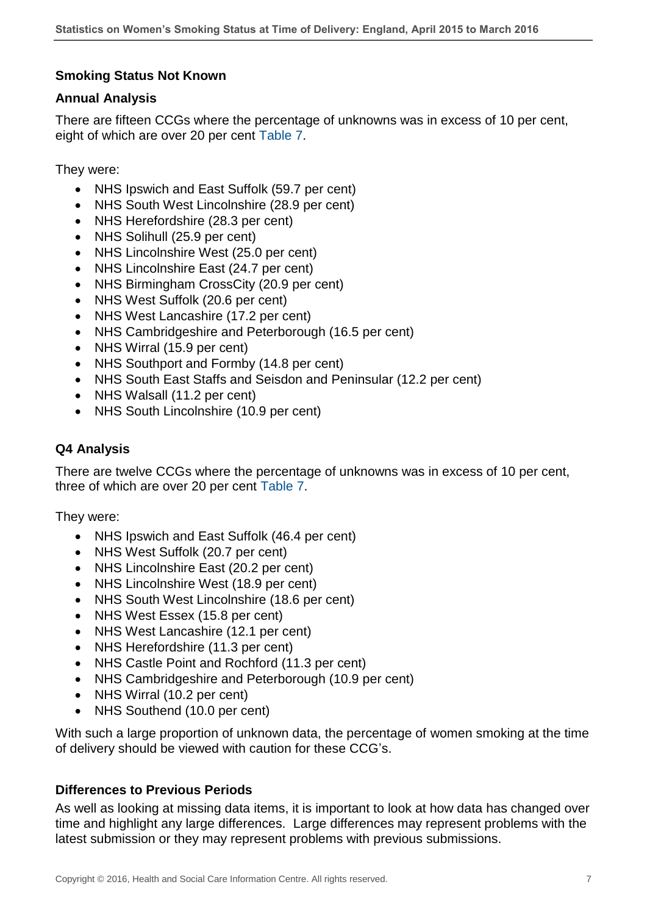### Smoking Status Not Known

#### Annual Analysis

There are fifteen CCGs where the percentage of unknowns was in excess of 10 per cent, eight of which are over 20 per cent Table 7.

They were:

- NHS Ipswich and East Suffolk (59.7 per cent)
- NHS South West Lincolnshire (28.9 per cent)
- NHS Herefordshire (28.3 per cent)
- NHS Solihull (25.9 per cent)
- NHS Lincolnshire West (25.0 per cent)
- NHS Lincolnshire East (24.7 per cent)
- NHS Birmingham CrossCity (20.9 per cent)
- NHS West Suffolk (20.6 per cent)
- NHS West Lancashire (17.2 per cent)
- NHS Cambridgeshire and Peterborough (16.5 per cent)
- NHS Wirral (15.9 per cent)
- NHS Southport and Formby (14.8 per cent)
- NHS South East Staffs and Seisdon and Peninsular (12.2 per cent)
- NHS Walsall (11.2 per cent)
- NHS South Lincolnshire (10.9 per cent)

#### Q4 Analysis

There are twelve CCGs where the percentage of unknowns was in excess of 10 per cent, three of which are over 20 per cent Table 7.

They were:

- NHS Ipswich and East Suffolk (46.4 per cent)
- NHS West Suffolk (20.7 per cent)
- NHS Lincolnshire East (20.2 per cent)
- NHS Lincolnshire West (18.9 per cent)
- NHS South West Lincolnshire (18.6 per cent)
- NHS West Essex (15.8 per cent)
- NHS West Lancashire (12.1 per cent)
- NHS Herefordshire (11.3 per cent)
- NHS Castle Point and Rochford (11.3 per cent)
- NHS Cambridgeshire and Peterborough (10.9 per cent)
- NHS Wirral (10.2 per cent)
- NHS Southend (10.0 per cent)

With such a large proportion of unknown data, the percentage of women smoking at the time of delivery should be viewed with caution for these CCG's.

### Differences to Previous Periods

As well as looking at missing data items, it is important to look at how data has changed over time and highlight any large differences. Large differences may represent problems with the latest submission or they may represent problems with previous submissions.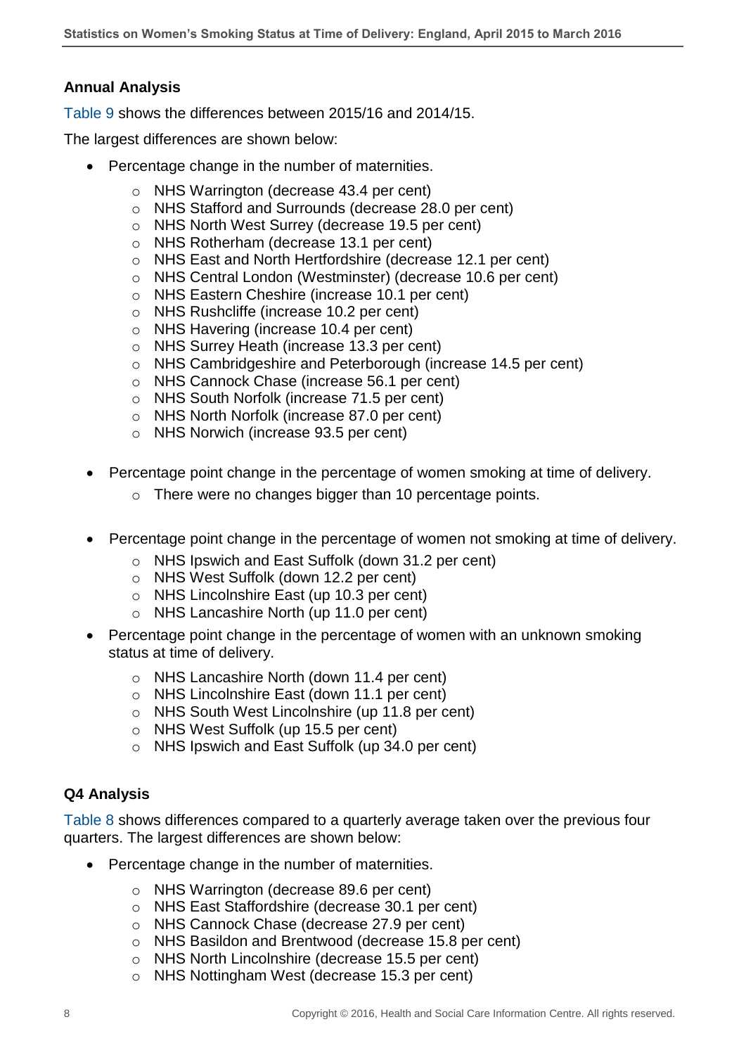### Annual Analysis

Table 9 shows the differences between 2015/16 and 2014/15.

The largest differences are shown below:

- Percentage change in the number of maternities.
  - NHS Warrington (decrease 43.4 per cent)
  - NHS Stafford and Surrounds (decrease 28.0 per cent)
  - NHS North West Surrey (decrease 19.5 per cent)
  - NHS Rotherham (decrease 13.1 per cent)
  - NHS East and North Hertfordshire (decrease 12.1 per cent)
  - NHS Central London (Westminster) (decrease 10.6 per cent)
  - NHS Eastern Cheshire (increase 10.1 per cent)
  - NHS Rushcliffe (increase 10.2 per cent)
  - NHS Havering (increase 10.4 per cent)
  - NHS Surrey Heath (increase 13.3 per cent)
  - NHS Cambridgeshire and Peterborough (increase 14.5 per cent)
  - NHS Cannock Chase (increase 56.1 per cent)
  - NHS South Norfolk (increase 71.5 per cent)
  - NHS North Norfolk (increase 87.0 per cent)
  - NHS Norwich (increase 93.5 per cent)

- Percentage point change in the percentage of women smoking at time of delivery.
  - There were no changes bigger than 10 percentage points.

- Percentage point change in the percentage of women not smoking at time of delivery.
  - NHS Ipswich and East Suffolk (down 31.2 per cent)
  - NHS West Suffolk (down 12.2 per cent)
  - NHS Lincolnshire East (up 10.3 per cent)
  - NHS Lancashire North (up 11.0 per cent)
- Percentage point change in the percentage of women with an unknown smoking status at time of delivery.
  - NHS Lancashire North (down 11.4 per cent)
  - NHS Lincolnshire East (down 11.1 per cent)
  - NHS South West Lincolnshire (up 11.8 per cent)
  - NHS West Suffolk (up 15.5 per cent)
  - NHS Ipswich and East Suffolk (up 34.0 per cent)

### Q4 Analysis

Table 8 shows differences compared to a quarterly average taken over the previous four quarters. The largest differences are shown below:

- Percentage change in the number of maternities.
  - NHS Warrington (decrease 89.6 per cent)
  - NHS East Staffordshire (decrease 30.1 per cent)
  - NHS Cannock Chase (decrease 27.9 per cent)
  - NHS Basildon and Brentwood (decrease 15.8 per cent)
  - NHS North Lincolnshire (decrease 15.5 per cent)
  - NHS Nottingham West (decrease 15.3 per cent)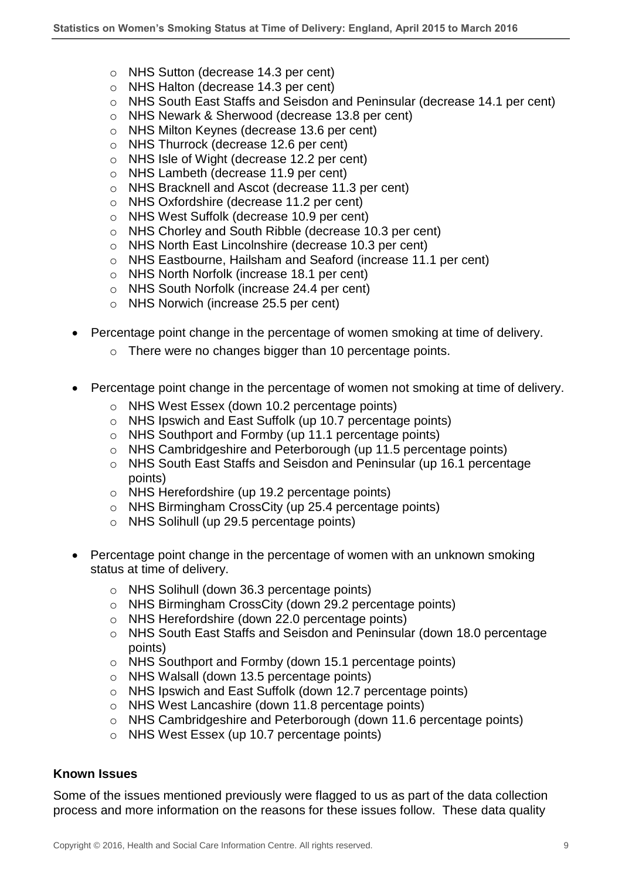- NHS Sutton (decrease 14.3 per cent)
    - NHS Halton (decrease 14.3 per cent)
    - NHS South East Staffs and Seisdon and Peninsular (decrease 14.1 per cent)
    - NHS Newark & Sherwood (decrease 13.8 per cent)
    - NHS Milton Keynes (decrease 13.6 per cent)
    - NHS Thurrock (decrease 12.6 per cent)
    - NHS Isle of Wight (decrease 12.2 per cent)
    - NHS Lambeth (decrease 11.9 per cent)
    - NHS Bracknell and Ascot (decrease 11.3 per cent)
    - NHS Oxfordshire (decrease 11.2 per cent)
    - NHS West Suffolk (decrease 10.9 per cent)
    - NHS Chorley and South Ribble (decrease 10.3 per cent)
    - NHS North East Lincolnshire (decrease 10.3 per cent)
    - NHS Eastbourne, Hailsham and Seaford (increase 11.1 per cent)
    - NHS North Norfolk (increase 18.1 per cent)
    - NHS South Norfolk (increase 24.4 per cent)
    - NHS Norwich (increase 25.5 per cent)

- Percentage point change in the percentage of women smoking at time of delivery.
    - There were no changes bigger than 10 percentage points.

- Percentage point change in the percentage of women not smoking at time of delivery.
    - NHS West Essex (down 10.2 percentage points)
    - NHS Ipswich and East Suffolk (up 10.7 percentage points)
    - NHS Southport and Formby (up 11.1 percentage points)
    - NHS Cambridgeshire and Peterborough (up 11.5 percentage points)
    - NHS South East Staffs and Seisdon and Peninsular (up 16.1 percentage points)
    - NHS Herefordshire (up 19.2 percentage points)
    - NHS Birmingham CrossCity (up 25.4 percentage points)
    - NHS Solihull (up 29.5 percentage points)

- Percentage point change in the percentage of women with an unknown smoking status at time of delivery.
    - NHS Solihull (down 36.3 percentage points)
    - NHS Birmingham CrossCity (down 29.2 percentage points)
    - NHS Herefordshire (down 22.0 percentage points)
    - NHS South East Staffs and Seisdon and Peninsular (down 18.0 percentage points)
    - NHS Southport and Formby (down 15.1 percentage points)
    - NHS Walsall (down 13.5 percentage points)
    - NHS Ipswich and East Suffolk (down 12.7 percentage points)
    - NHS West Lancashire (down 11.8 percentage points)
    - NHS Cambridgeshire and Peterborough (down 11.6 percentage points)
    - NHS West Essex (up 10.7 percentage points)

**Known Issues**

Some of the issues mentioned previously were flagged to us as part of the data collection process and more information on the reasons for these issues follow. These data quality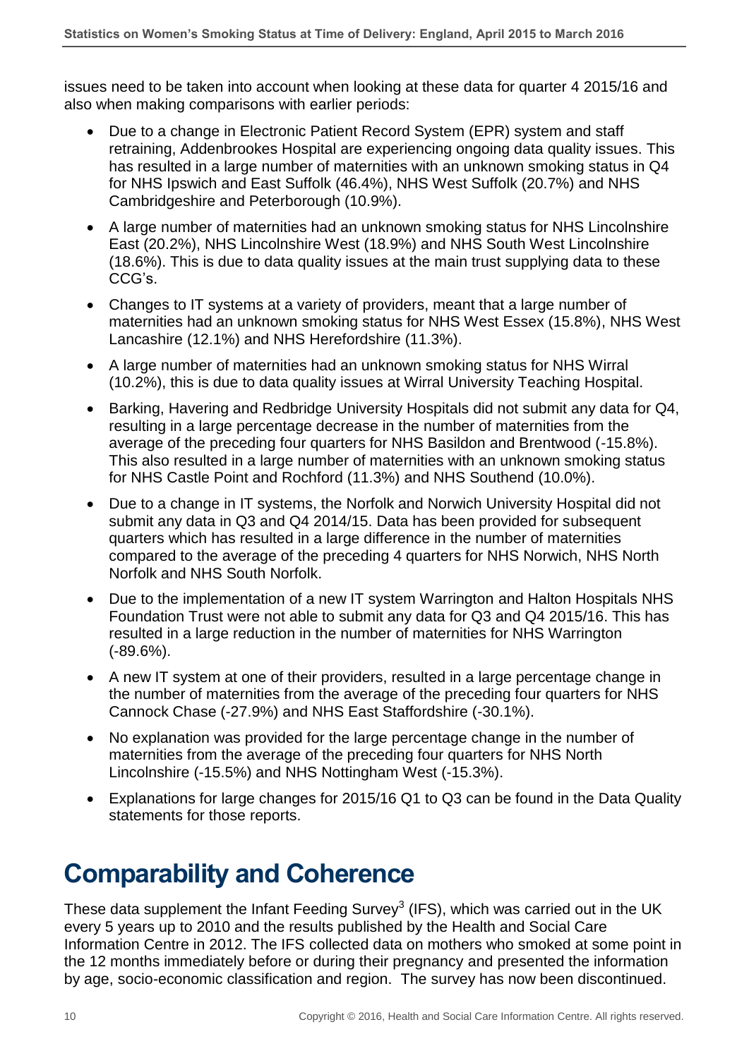issues need to be taken into account when looking at these data for quarter 4 2015/16 and also when making comparisons with earlier periods:

- Due to a change in Electronic Patient Record System (EPR) system and staff retraining, Addenbrookes Hospital are experiencing ongoing data quality issues. This has resulted in a large number of maternities with an unknown smoking status in Q4 for NHS Ipswich and East Suffolk (46.4%), NHS West Suffolk (20.7%) and NHS Cambridgeshire and Peterborough (10.9%).
- A large number of maternities had an unknown smoking status for NHS Lincolnshire East (20.2%), NHS Lincolnshire West (18.9%) and NHS South West Lincolnshire (18.6%). This is due to data quality issues at the main trust supplying data to these CCG's.
- Changes to IT systems at a variety of providers, meant that a large number of maternities had an unknown smoking status for NHS West Essex (15.8%), NHS West Lancashire (12.1%) and NHS Herefordshire (11.3%).
- A large number of maternities had an unknown smoking status for NHS Wirral (10.2%), this is due to data quality issues at Wirral University Teaching Hospital.
- Barking, Havering and Redbridge University Hospitals did not submit any data for Q4, resulting in a large percentage decrease in the number of maternities from the average of the preceding four quarters for NHS Basildon and Brentwood (-15.8%). This also resulted in a large number of maternities with an unknown smoking status for NHS Castle Point and Rochford (11.3%) and NHS Southend (10.0%).
- Due to a change in IT systems, the Norfolk and Norwich University Hospital did not submit any data in Q3 and Q4 2014/15. Data has been provided for subsequent quarters which has resulted in a large difference in the number of maternities compared to the average of the preceding 4 quarters for NHS Norwich, NHS North Norfolk and NHS South Norfolk.
- Due to the implementation of a new IT system Warrington and Halton Hospitals NHS Foundation Trust were not able to submit any data for Q3 and Q4 2015/16. This has resulted in a large reduction in the number of maternities for NHS Warrington (-89.6%).
- A new IT system at one of their providers, resulted in a large percentage change in the number of maternities from the average of the preceding four quarters for NHS Cannock Chase (-27.9%) and NHS East Staffordshire (-30.1%).
- No explanation was provided for the large percentage change in the number of maternities from the average of the preceding four quarters for NHS North Lincolnshire (-15.5%) and NHS Nottingham West (-15.3%).
- Explanations for large changes for 2015/16 Q1 to Q3 can be found in the Data Quality statements for those reports.

# Comparability and Coherence

These data supplement the Infant Feeding Survey[3] (IFS), which was carried out in the UK every 5 years up to 2010 and the results published by the Health and Social Care Information Centre in 2012. The IFS collected data on mothers who smoked at some point in the 12 months immediately before or during their pregnancy and presented the information by age, socio-economic classification and region. The survey has now been discontinued.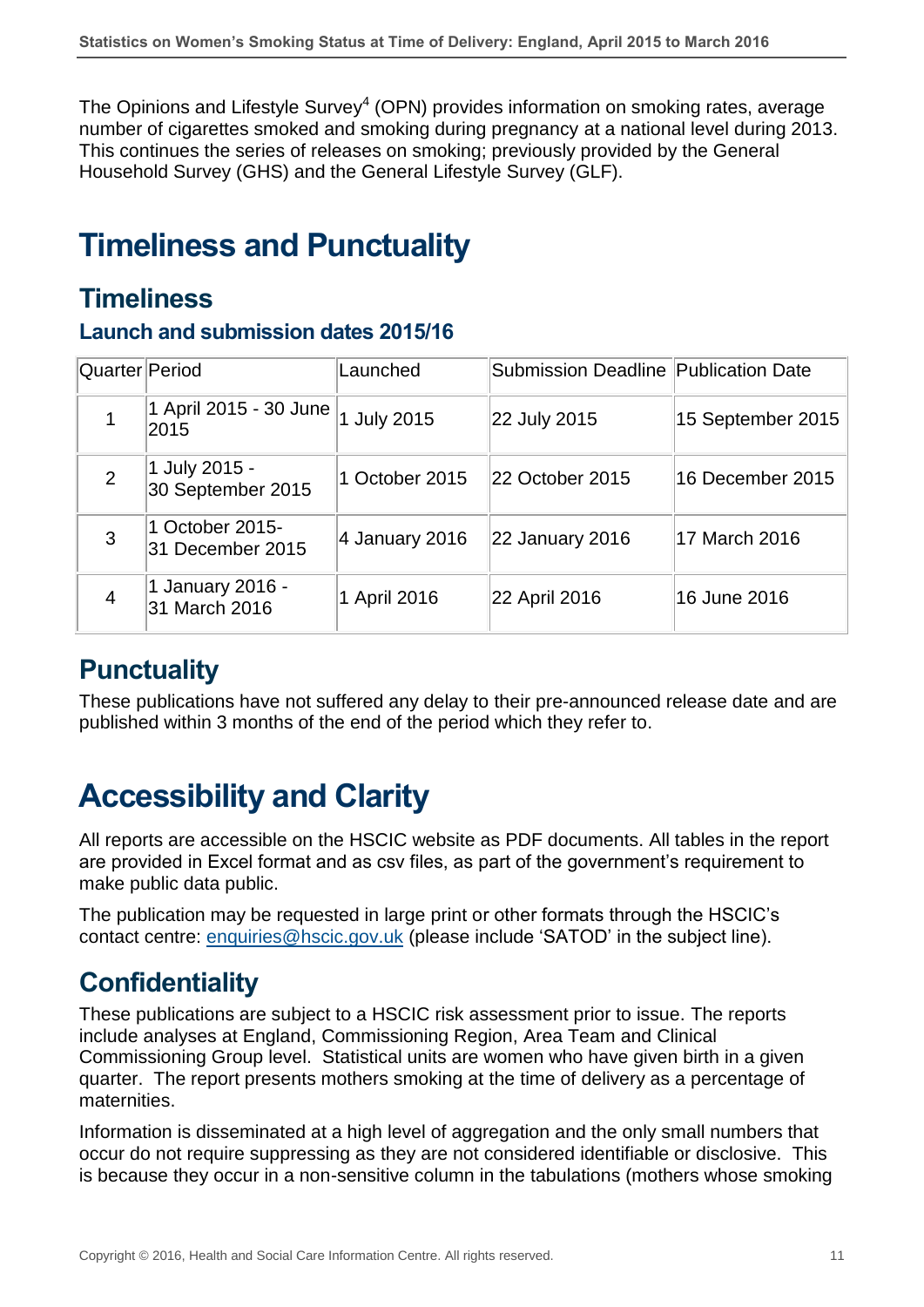The Opinions and Lifestyle Survey[4] (OPN) provides information on smoking rates, average number of cigarettes smoked and smoking during pregnancy at a national level during 2013. This continues the series of releases on smoking; previously provided by the General Household Survey (GHS) and the General Lifestyle Survey (GLF).

# Timeliness and Punctuality

## Timeliness

### Launch and submission dates 2015/16

| Quarter | Period | Launched | Submission Deadline | Publication Date |
|---|---|---|---|---|
| 1 | 1 April 2015 - 30 June 2015 | 1 July 2015 | 22 July 2015 | 15 September 2015 |
| 2 | 1 July 2015 - 30 September 2015 | 1 October 2015 | 22 October 2015 | 16 December 2015 |
| 3 | 1 October 2015- 31 December 2015 | 4 January 2016 | 22 January 2016 | 17 March 2016 |
| 4 | 1 January 2016 - 31 March 2016 | 1 April 2016 | 22 April 2016 | 16 June 2016 |

## Punctuality

These publications have not suffered any delay to their pre-announced release date and are published within 3 months of the end of the period which they refer to.

# Accessibility and Clarity

All reports are accessible on the HSCIC website as PDF documents. All tables in the report are provided in Excel format and as csv files, as part of the government's requirement to make public data public.

The publication may be requested in large print or other formats through the HSCIC's contact centre: enquiries@hscic.gov.uk (please include 'SATOD' in the subject line).

## Confidentiality

These publications are subject to a HSCIC risk assessment prior to issue. The reports include analyses at England, Commissioning Region, Area Team and Clinical Commissioning Group level. Statistical units are women who have given birth in a given quarter. The report presents mothers smoking at the time of delivery as a percentage of maternities.

Information is disseminated at a high level of aggregation and the only small numbers that occur do not require suppressing as they are not considered identifiable or disclosive. This is because they occur in a non-sensitive column in the tabulations (mothers whose smoking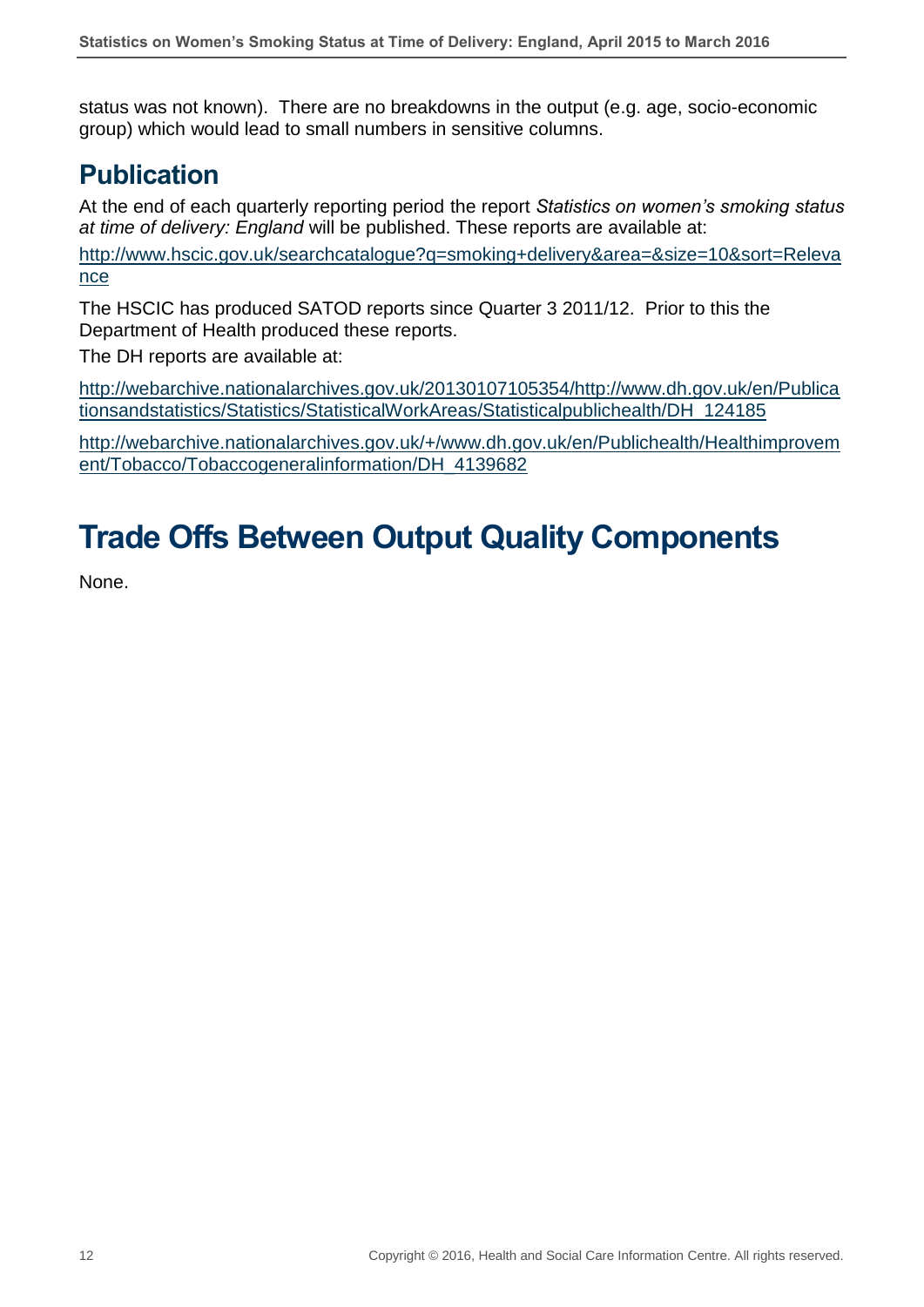status was not known). There are no breakdowns in the output (e.g. age, socio-economic group) which would lead to small numbers in sensitive columns.

## Publication

At the end of each quarterly reporting period the report *Statistics on women's smoking status at time of delivery: England* will be published. These reports are available at:

http://www.hscic.gov.uk/searchcatalogue?q=smoking+delivery&area=&size=10&sort=Relevance

The HSCIC has produced SATOD reports since Quarter 3 2011/12. Prior to this the Department of Health produced these reports.

The DH reports are available at:

http://webarchive.nationalarchives.gov.uk/20130107105354/http://www.dh.gov.uk/en/Publicationsandstatistics/Statistics/StatisticalWorkAreas/Statisticalpublichealth/DH_124185

http://webarchive.nationalarchives.gov.uk/+/www.dh.gov.uk/en/Publichealth/Healthimprovement/Tobacco/Tobaccogeneralinformation/DH_4139682

# Trade Offs Between Output Quality Components

None.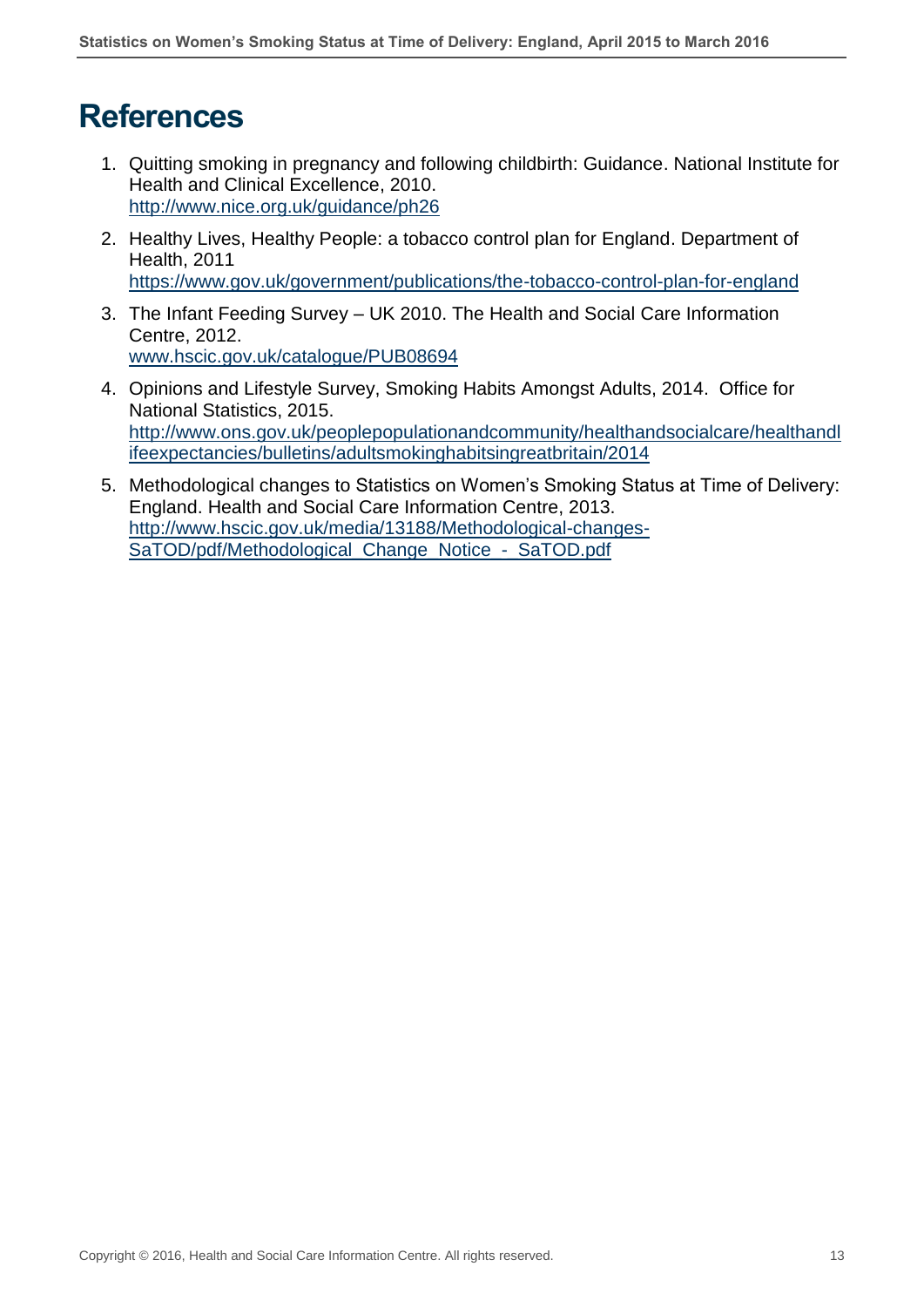# References

1. Quitting smoking in pregnancy and following childbirth: Guidance. National Institute for Health and Clinical Excellence, 2010.
   http://www.nice.org.uk/guidance/ph26

2. Healthy Lives, Healthy People: a tobacco control plan for England. Department of Health, 2011
   https://www.gov.uk/government/publications/the-tobacco-control-plan-for-england

3. The Infant Feeding Survey – UK 2010. The Health and Social Care Information Centre, 2012.
   www.hscic.gov.uk/catalogue/PUB08694

4. Opinions and Lifestyle Survey, Smoking Habits Amongst Adults, 2014. Office for National Statistics, 2015.
   http://www.ons.gov.uk/peoplepopulationandcommunity/healthandsocialcare/healthandlifeexpectancies/bulletins/adultsmokinghabitsingreatbritain/2014

5. Methodological changes to Statistics on Women's Smoking Status at Time of Delivery: England. Health and Social Care Information Centre, 2013.
   http://www.hscic.gov.uk/media/13188/Methodological-changes-SaTOD/pdf/Methodological_Change_Notice_-_SaTOD.pdf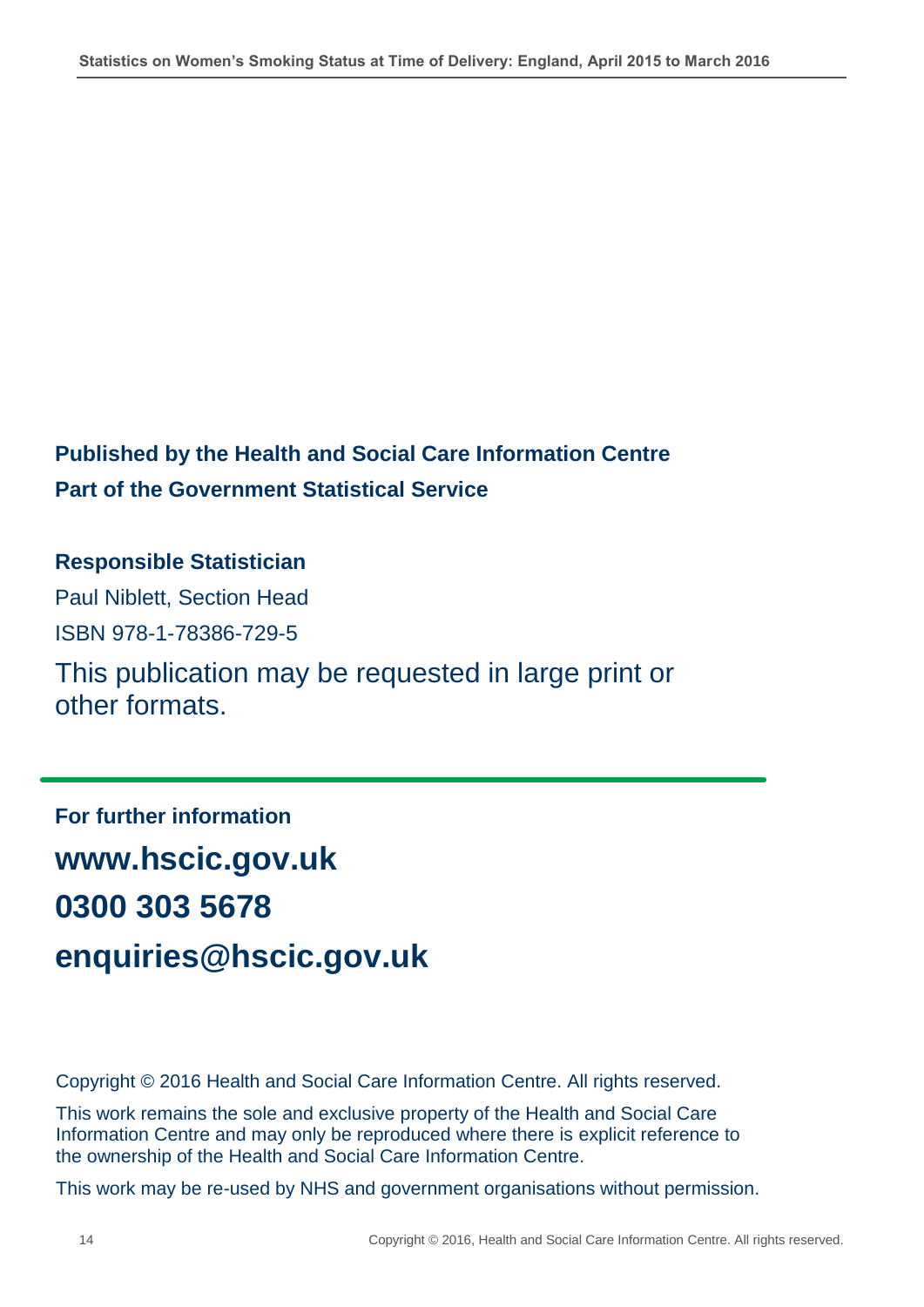**Published by the Health and Social Care Information Centre**

**Part of the Government Statistical Service**

**Responsible Statistician**

Paul Niblett, Section Head

ISBN 978-1-78386-729-5

This publication may be requested in large print or other formats.

**For further information**

**www.hscic.gov.uk**

**0300 303 5678**

**enquiries@hscic.gov.uk**

Copyright © 2016 Health and Social Care Information Centre. All rights reserved.

This work remains the sole and exclusive property of the Health and Social Care Information Centre and may only be reproduced where there is explicit reference to the ownership of the Health and Social Care Information Centre.

This work may be re-used by NHS and government organisations without permission.